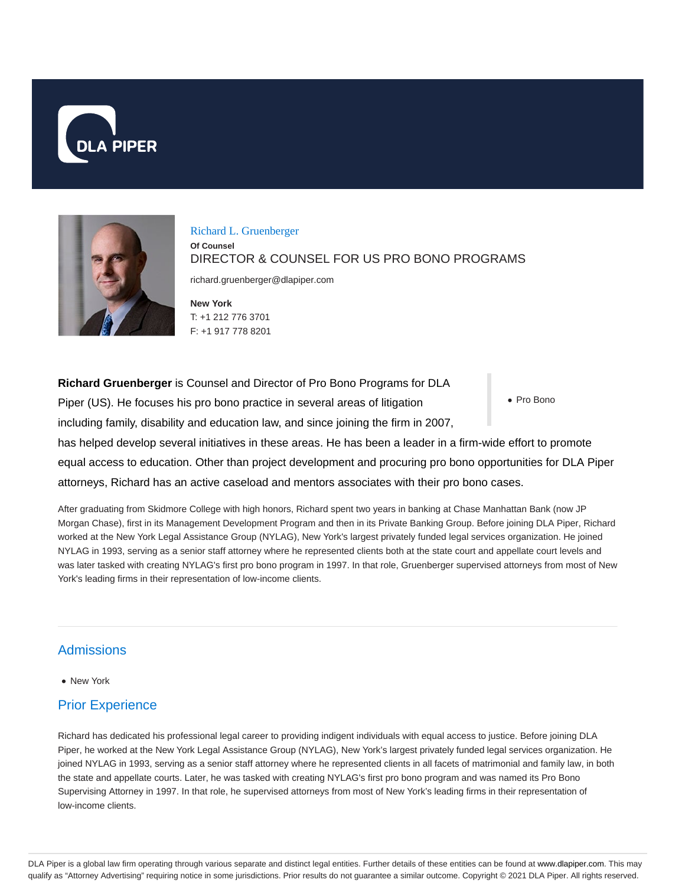# Richard L. Gruenberger

**Of Counsel**

DIRECTOR & COUNSEL FOR US PRO BONO PROGRAMS

richard.gruenberger@dlapiper.com

**New York**
T: +1 212 776 3701
F: +1 917 778 8201

- Pro Bono

**Richard Gruenberger** is Counsel and Director of Pro Bono Programs for DLA Piper (US). He focuses his pro bono practice in several areas of litigation including family, disability and education law, and since joining the firm in 2007, has helped develop several initiatives in these areas. He has been a leader in a firm-wide effort to promote equal access to education. Other than project development and procuring pro bono opportunities for DLA Piper attorneys, Richard has an active caseload and mentors associates with their pro bono cases.

After graduating from Skidmore College with high honors, Richard spent two years in banking at Chase Manhattan Bank (now JP Morgan Chase), first in its Management Development Program and then in its Private Banking Group. Before joining DLA Piper, Richard worked at the New York Legal Assistance Group (NYLAG), New York's largest privately funded legal services organization. He joined NYLAG in 1993, serving as a senior staff attorney where he represented clients both at the state court and appellate court levels and was later tasked with creating NYLAG's first pro bono program in 1997. In that role, Gruenberger supervised attorneys from most of New York's leading firms in their representation of low-income clients.

## Admissions

- New York

## Prior Experience

Richard has dedicated his professional legal career to providing indigent individuals with equal access to justice. Before joining DLA Piper, he worked at the New York Legal Assistance Group (NYLAG), New York's largest privately funded legal services organization. He joined NYLAG in 1993, serving as a senior staff attorney where he represented clients in all facets of matrimonial and family law, in both the state and appellate courts. Later, he was tasked with creating NYLAG's first pro bono program and was named its Pro Bono Supervising Attorney in 1997. In that role, he supervised attorneys from most of New York's leading firms in their representation of low-income clients.

DLA Piper is a global law firm operating through various separate and distinct legal entities. Further details of these entities can be found at www.dlapiper.com. This may qualify as "Attorney Advertising" requiring notice in some jurisdictions. Prior results do not guarantee a similar outcome. Copyright © 2021 DLA Piper. All rights reserved.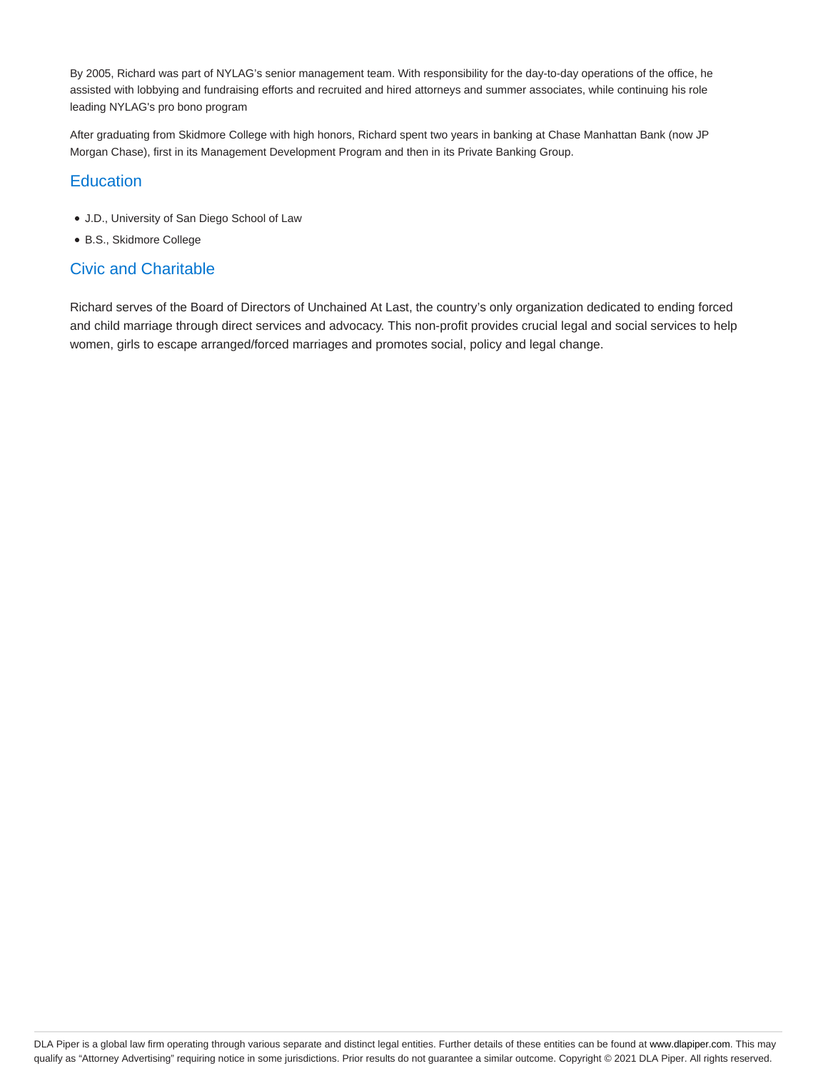By 2005, Richard was part of NYLAG's senior management team. With responsibility for the day-to-day operations of the office, he assisted with lobbying and fundraising efforts and recruited and hired attorneys and summer associates, while continuing his role leading NYLAG's pro bono program

After graduating from Skidmore College with high honors, Richard spent two years in banking at Chase Manhattan Bank (now JP Morgan Chase), first in its Management Development Program and then in its Private Banking Group.

## Education

- J.D., University of San Diego School of Law
- B.S., Skidmore College

## Civic and Charitable

Richard serves of the Board of Directors of Unchained At Last, the country's only organization dedicated to ending forced and child marriage through direct services and advocacy. This non-profit provides crucial legal and social services to help women, girls to escape arranged/forced marriages and promotes social, policy and legal change.

DLA Piper is a global law firm operating through various separate and distinct legal entities. Further details of these entities can be found at www.dlapiper.com. This may qualify as "Attorney Advertising" requiring notice in some jurisdictions. Prior results do not guarantee a similar outcome. Copyright © 2021 DLA Piper. All rights reserved.